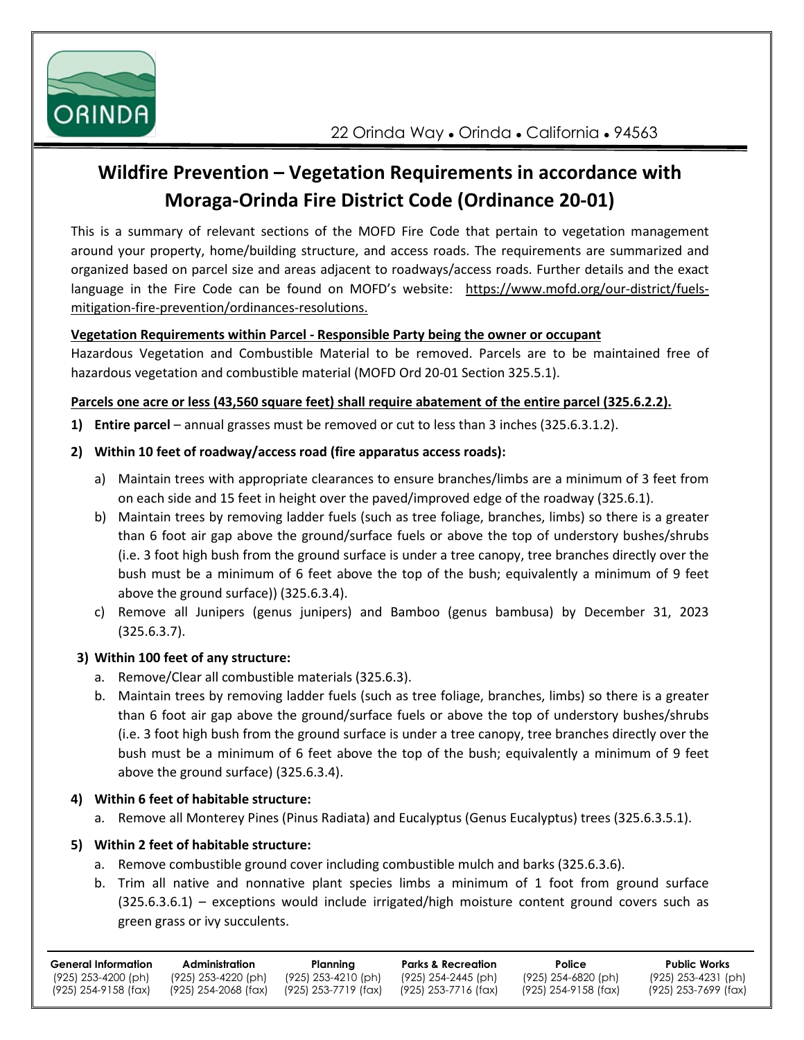ORINDA

22 Orinda Way • Orinda • California • 94563

# Wildfire Prevention – Vegetation Requirements in accordance with Moraga-Orinda Fire District Code (Ordinance 20-01)

This is a summary of relevant sections of the MOFD Fire Code that pertain to vegetation management around your property, home/building structure, and access roads. The requirements are summarized and organized based on parcel size and areas adjacent to roadways/access roads. Further details and the exact language in the Fire Code can be found on MOFD's website: https://www.mofd.org/our-district/fuels-mitigation-fire-prevention/ordinances-resolutions.

**Vegetation Requirements within Parcel - Responsible Party being the owner or occupant**

Hazardous Vegetation and Combustible Material to be removed. Parcels are to be maintained free of hazardous vegetation and combustible material (MOFD Ord 20-01 Section 325.5.1).

**Parcels one acre or less (43,560 square feet) shall require abatement of the entire parcel (325.6.2.2).**

1) **Entire parcel** – annual grasses must be removed or cut to less than 3 inches (325.6.3.1.2).

2) **Within 10 feet of roadway/access road (fire apparatus access roads):**
   a) Maintain trees with appropriate clearances to ensure branches/limbs are a minimum of 3 feet from on each side and 15 feet in height over the paved/improved edge of the roadway (325.6.1).
   b) Maintain trees by removing ladder fuels (such as tree foliage, branches, limbs) so there is a greater than 6 foot air gap above the ground/surface fuels or above the top of understory bushes/shrubs (i.e. 3 foot high bush from the ground surface is under a tree canopy, tree branches directly over the bush must be a minimum of 6 feet above the top of the bush; equivalently a minimum of 9 feet above the ground surface)) (325.6.3.4).
   c) Remove all Junipers (genus junipers) and Bamboo (genus bambusa) by December 31, 2023 (325.6.3.7).

3) **Within 100 feet of any structure:**
   a. Remove/Clear all combustible materials (325.6.3).
   b. Maintain trees by removing ladder fuels (such as tree foliage, branches, limbs) so there is a greater than 6 foot air gap above the ground/surface fuels or above the top of understory bushes/shrubs (i.e. 3 foot high bush from the ground surface is under a tree canopy, tree branches directly over the bush must be a minimum of 6 feet above the top of the bush; equivalently a minimum of 9 feet above the ground surface) (325.6.3.4).

4) **Within 6 feet of habitable structure:**
   a. Remove all Monterey Pines (Pinus Radiata) and Eucalyptus (Genus Eucalyptus) trees (325.6.3.5.1).

5) **Within 2 feet of habitable structure:**
   a. Remove combustible ground cover including combustible mulch and barks (325.6.3.6).
   b. Trim all native and nonnative plant species limbs a minimum of 1 foot from ground surface (325.6.3.6.1) – exceptions would include irrigated/high moisture content ground covers such as green grass or ivy succulents.

| General Information | Administration | Planning | Parks & Recreation | Police | Public Works |
|---|---|---|---|---|---|
| (925) 253-4200 (ph) | (925) 253-4220 (ph) | (925) 253-4210 (ph) | (925) 254-2445 (ph) | (925) 254-6820 (ph) | (925) 253-4231 (ph) |
| (925) 254-9158 (fax) | (925) 254-2068 (fax) | (925) 253-7719 (fax) | (925) 253-7716 (fax) | (925) 254-9158 (fax) | (925) 253-7699 (fax) |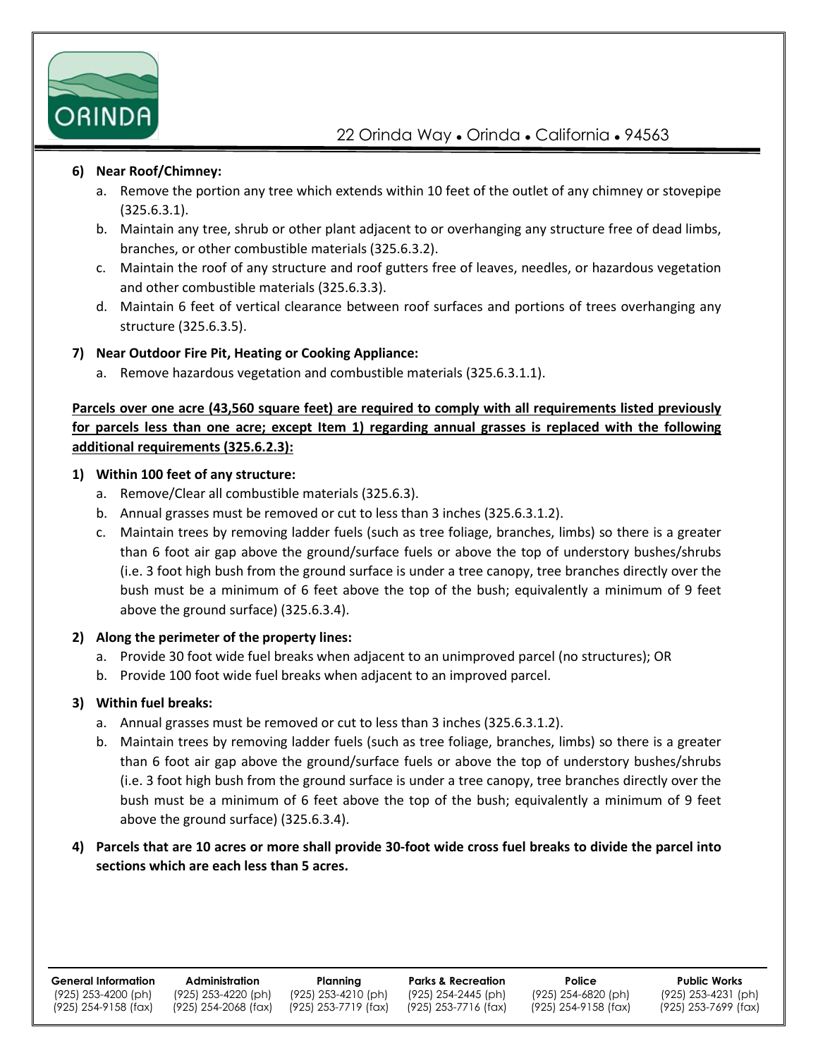6) **Near Roof/Chimney:**
   a. Remove the portion any tree which extends within 10 feet of the outlet of any chimney or stovepipe (325.6.3.1).
   b. Maintain any tree, shrub or other plant adjacent to or overhanging any structure free of dead limbs, branches, or other combustible materials (325.6.3.2).
   c. Maintain the roof of any structure and roof gutters free of leaves, needles, or hazardous vegetation and other combustible materials (325.6.3.3).
   d. Maintain 6 feet of vertical clearance between roof surfaces and portions of trees overhanging any structure (325.6.3.5).

7) **Near Outdoor Fire Pit, Heating or Cooking Appliance:**
   a. Remove hazardous vegetation and combustible materials (325.6.3.1.1).

**Parcels over one acre (43,560 square feet) are required to comply with all requirements listed previously for parcels less than one acre; except Item 1) regarding annual grasses is replaced with the following additional requirements (325.6.2.3):**

1) **Within 100 feet of any structure:**
   a. Remove/Clear all combustible materials (325.6.3).
   b. Annual grasses must be removed or cut to less than 3 inches (325.6.3.1.2).
   c. Maintain trees by removing ladder fuels (such as tree foliage, branches, limbs) so there is a greater than 6 foot air gap above the ground/surface fuels or above the top of understory bushes/shrubs (i.e. 3 foot high bush from the ground surface is under a tree canopy, tree branches directly over the bush must be a minimum of 6 feet above the top of the bush; equivalently a minimum of 9 feet above the ground surface) (325.6.3.4).

2) **Along the perimeter of the property lines:**
   a. Provide 30 foot wide fuel breaks when adjacent to an unimproved parcel (no structures); OR
   b. Provide 100 foot wide fuel breaks when adjacent to an improved parcel.

3) **Within fuel breaks:**
   a. Annual grasses must be removed or cut to less than 3 inches (325.6.3.1.2).
   b. Maintain trees by removing ladder fuels (such as tree foliage, branches, limbs) so there is a greater than 6 foot air gap above the ground/surface fuels or above the top of understory bushes/shrubs (i.e. 3 foot high bush from the ground surface is under a tree canopy, tree branches directly over the bush must be a minimum of 6 feet above the top of the bush; equivalently a minimum of 9 feet above the ground surface) (325.6.3.4).

4) **Parcels that are 10 acres or more shall provide 30-foot wide cross fuel breaks to divide the parcel into sections which are each less than 5 acres.**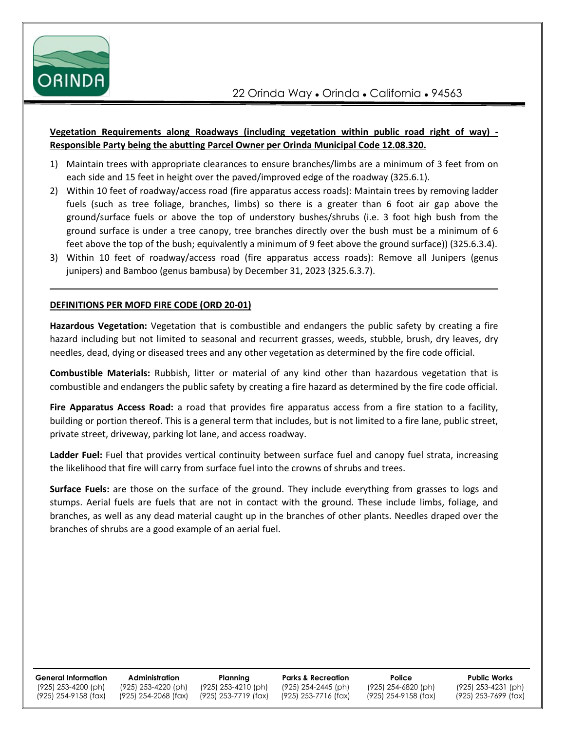**Vegetation Requirements along Roadways (including vegetation within public road right of way) - Responsible Party being the abutting Parcel Owner per Orinda Municipal Code 12.08.320.**

1) Maintain trees with appropriate clearances to ensure branches/limbs are a minimum of 3 feet from on each side and 15 feet in height over the paved/improved edge of the roadway (325.6.1).
2) Within 10 feet of roadway/access road (fire apparatus access roads): Maintain trees by removing ladder fuels (such as tree foliage, branches, limbs) so there is a greater than 6 foot air gap above the ground/surface fuels or above the top of understory bushes/shrubs (i.e. 3 foot high bush from the ground surface is under a tree canopy, tree branches directly over the bush must be a minimum of 6 feet above the top of the bush; equivalently a minimum of 9 feet above the ground surface)) (325.6.3.4).
3) Within 10 feet of roadway/access road (fire apparatus access roads): Remove all Junipers (genus junipers) and Bamboo (genus bambusa) by December 31, 2023 (325.6.3.7).

---

**DEFINITIONS PER MOFD FIRE CODE (ORD 20-01)**

**Hazardous Vegetation:** Vegetation that is combustible and endangers the public safety by creating a fire hazard including but not limited to seasonal and recurrent grasses, weeds, stubble, brush, dry leaves, dry needles, dead, dying or diseased trees and any other vegetation as determined by the fire code official.

**Combustible Materials:** Rubbish, litter or material of any kind other than hazardous vegetation that is combustible and endangers the public safety by creating a fire hazard as determined by the fire code official.

**Fire Apparatus Access Road:** a road that provides fire apparatus access from a fire station to a facility, building or portion thereof. This is a general term that includes, but is not limited to a fire lane, public street, private street, driveway, parking lot lane, and access roadway.

**Ladder Fuel:** Fuel that provides vertical continuity between surface fuel and canopy fuel strata, increasing the likelihood that fire will carry from surface fuel into the crowns of shrubs and trees.

**Surface Fuels:** are those on the surface of the ground. They include everything from grasses to logs and stumps. Aerial fuels are fuels that are not in contact with the ground. These include limbs, foliage, and branches, as well as any dead material caught up in the branches of other plants. Needles draped over the branches of shrubs are a good example of an aerial fuel.